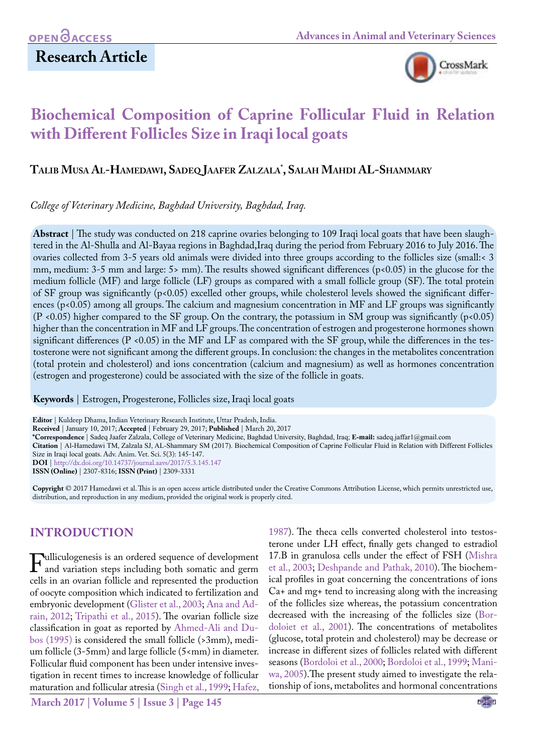**OPEN ACCESS**

**Research Article**

# Biochemical Composition of Caprine Follicular Fluid in Relation with Different Follicles Size in Iraqi local goats

**Talib Musa Al-Hamedawi, Sadeq Jaafer Zalzala*, Salah Mahdi AL-Shammary**

*College of Veterinary Medicine, Baghdad University, Baghdad, Iraq.*

**Abstract** | The study was conducted on 218 caprine ovaries belonging to 109 Iraqi local goats that have been slaughtered in the Al-Shulla and Al-Bayaa regions in Baghdad,Iraq during the period from February 2016 to July 2016. The ovaries collected from 3-5 years old animals were divided into three groups according to the follicles size (small:< 3 mm, medium: 3-5 mm and large: 5> mm). The results showed significant differences ($p<0.05$) in the glucose for the medium follicle (MF) and large follicle (LF) groups as compared with a small follicle group (SF). The total protein of SF group was significantly ($p<0.05$) excelled other groups, while cholesterol levels showed the significant differences ($p<0.05$) among all groups. The calcium and magnesium concentration in MF and LF groups was significantly ($P<0.05$) higher compared to the SF group. On the contrary, the potassium in SM group was significantly ($p<0.05$) higher than the concentration in MF and LF groups. The concentration of estrogen and progesterone hormones shown significant differences ($P<0.05$) in the MF and LF as compared with the SF group, while the differences in the testosterone were not significant among the different groups. In conclusion: the changes in the metabolites concentration (total protein and cholesterol) and ions concentration (calcium and magnesium) as well as hormones concentration (estrogen and progesterone) could be associated with the size of the follicle in goats.

**Keywords** | Estrogen, Progesterone, Follicles size, Iraqi local goats

**Editor** | Kuldeep Dhama, Indian Veterinary Research Institute, Uttar Pradesh, India.
**Received** | January 10, 2017; **Accepted** | February 29, 2017; **Published** | March 20, 2017
***Correspondence** | Sadeq Jaafer Zalzala, College of Veterinary Medicine, Baghdad University, Baghdad, Iraq; **E-mail:** sadeq.jaffar1@gmail.com
**Citation** | Al-Hamedawi TM, Zalzala SJ, AL-Shammary SM (2017). Biochemical Composition of Caprine Follicular Fluid in Relation with Different Follicles Size in Iraqi local goats. Adv. Anim. Vet. Sci. 5(3): 145-147.
**DOI** | http://dx.doi.org/10.14737/journal.aavs/2017/5.3.145.147
**ISSN (Online)** | 2307-8316; **ISSN (Print)** | 2309-3331

**Copyright** © 2017 Hamedawi et al. This is an open access article distributed under the Creative Commons Attribution License, which permits unrestricted use, distribution, and reproduction in any medium, provided the original work is properly cited.

## INTRODUCTION

Fulliculogenesis is an ordered sequence of development and variation steps including both somatic and germ cells in an ovarian follicle and represented the production of oocyte composition which indicated to fertilization and embryonic development (Glister et al., 2003; Ana and Adrain, 2012; Tripathi et al., 2015). The ovarian follicle size classification in goat as reported by Ahmed-Ali and Dubos (1995) is considered the small follicle (>3mm), medium follicle (3-5mm) and large follicle (5<mm) in diameter. Follicular fluid component has been under intensive investigation in recent times to increase knowledge of follicular maturation and follicular atresia (Singh et al., 1999; Hafez, 1987). The theca cells converted cholesterol into testosterone under LH effect, finally gets changed to estradiol 17.B in granulosa cells under the effect of FSH (Mishra et al., 2003; Deshpande and Pathak, 2010). The biochemical profiles in goat concerning the concentrations of ions Ca+ and mg+ tend to increasing along with the increasing of the follicles size whereas, the potassium concentration decreased with the increasing of the follicles size (Bordoloiet et al., 2001). The concentrations of metabolites (glucose, total protein and cholesterol) may be decrease or increase in different sizes of follicles related with different seasons (Bordoloi et al., 2000; Bordoloi et al., 1999; Maniwa, 2005).The present study aimed to investigate the relationship of ions, metabolites and hormonal concentrations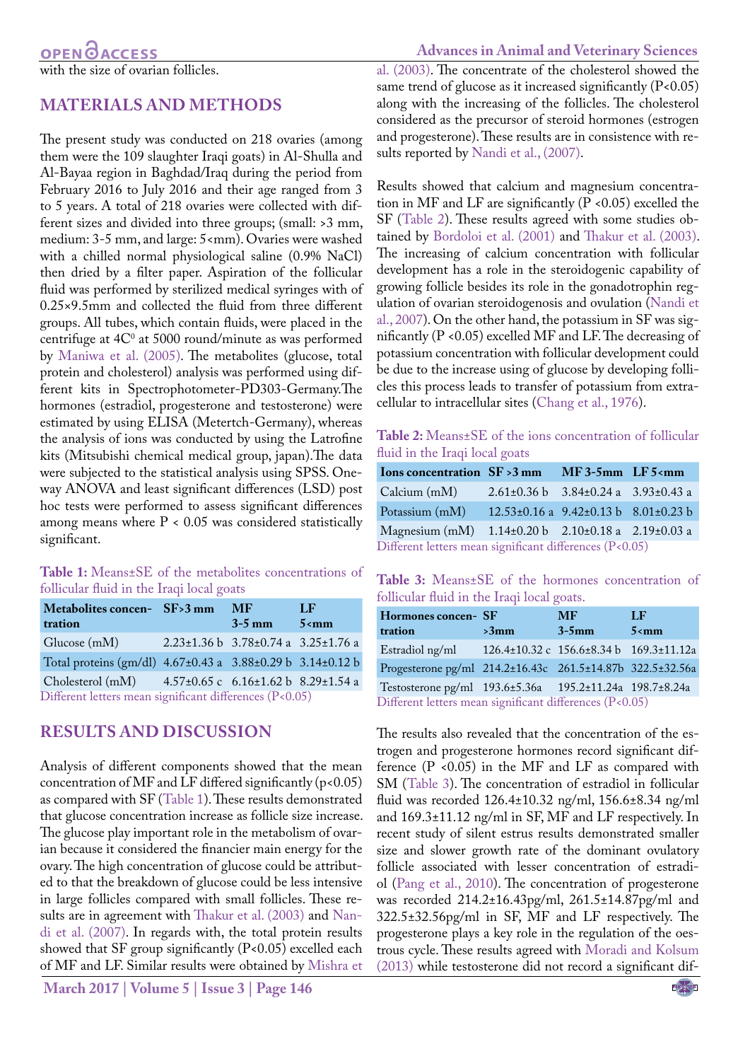with the size of ovarian follicles.

## MATERIALS AND METHODS

The present study was conducted on 218 ovaries (among them were the 109 slaughter Iraqi goats) in Al-Shulla and Al-Bayaa region in Baghdad/Iraq during the period from February 2016 to July 2016 and their age ranged from 3 to 5 years. A total of 218 ovaries were collected with different sizes and divided into three groups; (small: >3 mm, medium: 3-5 mm, and large: 5<mm). Ovaries were washed with a chilled normal physiological saline (0.9% NaCl) then dried by a filter paper. Aspiration of the follicular fluid was performed by sterilized medical syringes with of 0.25×9.5mm and collected the fluid from three different groups. All tubes, which contain fluids, were placed in the centrifuge at 4C⁰ at 5000 round/minute as was performed by Maniwa et al. (2005). The metabolites (glucose, total protein and cholesterol) analysis was performed using different kits in Spectrophotometer-PD303-Germany.The hormones (estradiol, progesterone and testosterone) were estimated by using ELISA (Metertch-Germany), whereas the analysis of ions was conducted by using the Latrofine kits (Mitsubishi chemical medical group, japan).The data were subjected to the statistical analysis using SPSS. One-way ANOVA and least significant differences (LSD) post hoc tests were performed to assess significant differences among means where $P < 0.05$ was considered statistically significant.

**Table 1:** Means±SE of the metabolites concentrations of follicular fluid in the Iraqi local goats

| Metabolites concentration | SF>3 mm | MF 3-5 mm | LF 5<mm |
|---|---|---|---|
| Glucose (mM) | 2.23±1.36 b | 3.78±0.74 a | 3.25±1.76 a |
| Total proteins (gm/dl) | 4.67±0.43 a | 3.88±0.29 b | 3.14±0.12 b |
| Cholesterol (mM) | 4.57±0.65 c | 6.16±1.62 b | 8.29±1.54 a |

Different letters mean significant differences (P<0.05)

## RESULTS AND DISCUSSION

Analysis of different components showed that the mean concentration of MF and LF differed significantly ($p<0.05$) as compared with SF (Table 1). These results demonstrated that glucose concentration increase as follicle size increase. The glucose play important role in the metabolism of ovarian because it considered the financier main energy for the ovary. The high concentration of glucose could be attributed to that the breakdown of glucose could be less intensive in large follicles compared with small follicles. These results are in agreement with Thakur et al. (2003) and Nandi et al. (2007). In regards with, the total protein results showed that SF group significantly ($P<0.05$) excelled each of MF and LF. Similar results were obtained by Mishra et al. (2003). The concentrate of the cholesterol showed the same trend of glucose as it increased significantly ($P<0.05$) along with the increasing of the follicles. The cholesterol considered as the precursor of steroid hormones (estrogen and progesterone). These results are in consistence with results reported by Nandi et al., (2007).

Results showed that calcium and magnesium concentration in MF and LF are significantly ($P<0.05$) excelled the SF (Table 2). These results agreed with some studies obtained by Bordoloi et al. (2001) and Thakur et al. (2003). The increasing of calcium concentration with follicular development has a role in the steroidogenic capability of growing follicle besides its role in the gonadotrophin regulation of ovarian steroidogenesis and ovulation (Nandi et al., 2007). On the other hand, the potassium in SF was significantly ($P<0.05$) excelled MF and LF. The decreasing of potassium concentration with follicular development could be due to the increase using of glucose by developing follicles this process leads to transfer of potassium from extracellular to intracellular sites (Chang et al., 1976).

**Table 2:** Means±SE of the ions concentration of follicular fluid in the Iraqi local goats

| Ions concentration | SF >3 mm | MF 3-5mm | LF 5<mm |
|---|---|---|---|
| Calcium (mM) | 2.61±0.36 b | 3.84±0.24 a | 3.93±0.43 a |
| Potassium (mM) | 12.53±0.16 a | 9.42±0.13 b | 8.01±0.23 b |
| Magnesium (mM) | 1.14±0.20 b | 2.10±0.18 a | 2.19±0.03 a |

Different letters mean significant differences (P<0.05)

**Table 3:** Means±SE of the hormones concentration of follicular fluid in the Iraqi local goats.

| Hormones concentration | SF >3mm | MF 3-5mm | LF 5<mm |
|---|---|---|---|
| Estradiol ng/ml | 126.4±10.32 c | 156.6±8.34 b | 169.3±11.12a |
| Progesterone pg/ml | 214.2±16.43c | 261.5±14.87b | 322.5±32.56a |
| Testosterone pg/ml | 193.6±5.36a | 195.2±11.24a | 198.7±8.24a |

Different letters mean significant differences (P<0.05)

The results also revealed that the concentration of the estrogen and progesterone hormones record significant difference ($P<0.05$) in the MF and LF as compared with SM (Table 3). The concentration of estradiol in follicular fluid was recorded 126.4±10.32 ng/ml, 156.6±8.34 ng/ml and 169.3±11.12 ng/ml in SF, MF and LF respectively. In recent study of silent estrus results demonstrated smaller size and slower growth rate of the dominant ovulatory follicle associated with lesser concentration of estradiol (Pang et al., 2010). The concentration of progesterone was recorded 214.2±16.43pg/ml, 261.5±14.87pg/ml and 322.5±32.56pg/ml in SF, MF and LF respectively. The progesterone plays a key role in the regulation of the oestrous cycle. These results agreed with Moradi and Kolsum (2013) while testosterone did not record a significant dif-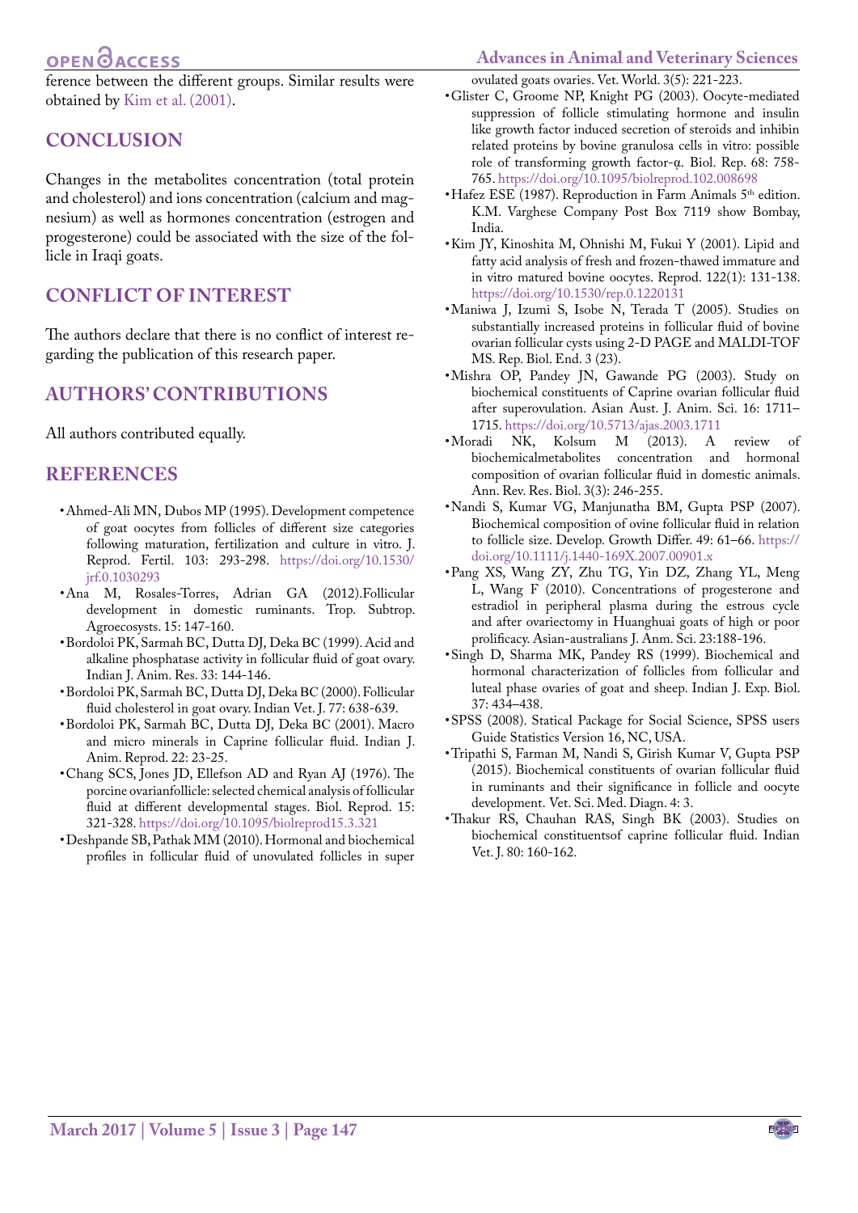ference between the different groups. Similar results were obtained by Kim et al. (2001).

## CONCLUSION

Changes in the metabolites concentration (total protein and cholesterol) and ions concentration (calcium and magnesium) as well as hormones concentration (estrogen and progesterone) could be associated with the size of the follicle in Iraqi goats.

## CONFLICT OF INTEREST

The authors declare that there is no conflict of interest regarding the publication of this research paper.

## AUTHORS' CONTRIBUTIONS

All authors contributed equally.

## REFERENCES

- Ahmed-Ali MN, Dubos MP (1995). Development competence of goat oocytes from follicles of different size categories following maturation, fertilization and culture in vitro. J. Reprod. Fertil. 103: 293-298. https://doi.org/10.1530/jrf.0.1030293
- Ana M, Rosales-Torres, Adrian GA (2012).Follicular development in domestic ruminants. Trop. Subtrop. Agroecosysts. 15: 147-160.
- Bordoloi PK, Sarmah BC, Dutta DJ, Deka BC (1999). Acid and alkaline phosphatase activity in follicular fluid of goat ovary. Indian J. Anim. Res. 33: 144-146.
- Bordoloi PK, Sarmah BC, Dutta DJ, Deka BC (2000). Follicular fluid cholesterol in goat ovary. Indian Vet. J. 77: 638-639.
- Bordoloi PK, Sarmah BC, Dutta DJ, Deka BC (2001). Macro and micro minerals in Caprine follicular fluid. Indian J. Anim. Reprod. 22: 23-25.
- Chang SCS, Jones JD, Ellefson AD and Ryan AJ (1976). The porcine ovarianfollicle: selected chemical analysis of follicular fluid at different developmental stages. Biol. Reprod. 15: 321-328. https://doi.org/10.1095/biolreprod15.3.321
- Deshpande SB, Pathak MM (2010). Hormonal and biochemical profiles in follicular fluid of unovulated follicles in super ovulated goats ovaries. Vet. World. 3(5): 221-223.
- Glister C, Groome NP, Knight PG (2003). Oocyte-mediated suppression of follicle stimulating hormone and insulin like growth factor induced secretion of steroids and inhibin related proteins by bovine granulosa cells in vitro: possible role of transforming growth factor-α. Biol. Rep. 68: 758-765. https://doi.org/10.1095/biolreprod.102.008698
- Hafez ESE (1987). Reproduction in Farm Animals 5th edition. K.M. Varghese Company Post Box 7119 show Bombay, India.
- Kim JY, Kinoshita M, Ohnishi M, Fukui Y (2001). Lipid and fatty acid analysis of fresh and frozen-thawed immature and in vitro matured bovine oocytes. Reprod. 122(1): 131-138. https://doi.org/10.1530/rep.0.1220131
- Maniwa J, Izumi S, Isobe N, Terada T (2005). Studies on substantially increased proteins in follicular fluid of bovine ovarian follicular cysts using 2-D PAGE and MALDI-TOF MS. Rep. Biol. End. 3 (23).
- Mishra OP, Pandey JN, Gawande PG (2003). Study on biochemical constituents of Caprine ovarian follicular fluid after superovulation. Asian Aust. J. Anim. Sci. 16: 1711–1715. https://doi.org/10.5713/ajas.2003.1711
- Moradi NK, Kolsum M (2013). A review of biochemicalmetabolites concentration and hormonal composition of ovarian follicular fluid in domestic animals. Ann. Rev. Res. Biol. 3(3): 246-255.
- Nandi S, Kumar VG, Manjunatha BM, Gupta PSP (2007). Biochemical composition of ovine follicular fluid in relation to follicle size. Develop. Growth Differ. 49: 61–66. https://doi.org/10.1111/j.1440-169X.2007.00901.x
- Pang XS, Wang ZY, Zhu TG, Yin DZ, Zhang YL, Meng L, Wang F (2010). Concentrations of progesterone and estradiol in peripheral plasma during the estrous cycle and after ovariectomy in Huanghuai goats of high or poor prolificacy. Asian-australians J. Anm. Sci. 23:188-196.
- Singh D, Sharma MK, Pandey RS (1999). Biochemical and hormonal characterization of follicles from follicular and luteal phase ovaries of goat and sheep. Indian J. Exp. Biol. 37: 434–438.
- SPSS (2008). Statical Package for Social Science, SPSS users Guide Statistics Version 16, NC, USA.
- Tripathi S, Farman M, Nandi S, Girish Kumar V, Gupta PSP (2015). Biochemical constituents of ovarian follicular fluid in ruminants and their significance in follicle and oocyte development. Vet. Sci. Med. Diagn. 4: 3.
- Thakur RS, Chauhan RAS, Singh BK (2003). Studies on biochemical constituentsof caprine follicular fluid. Indian Vet. J. 80: 160-162.